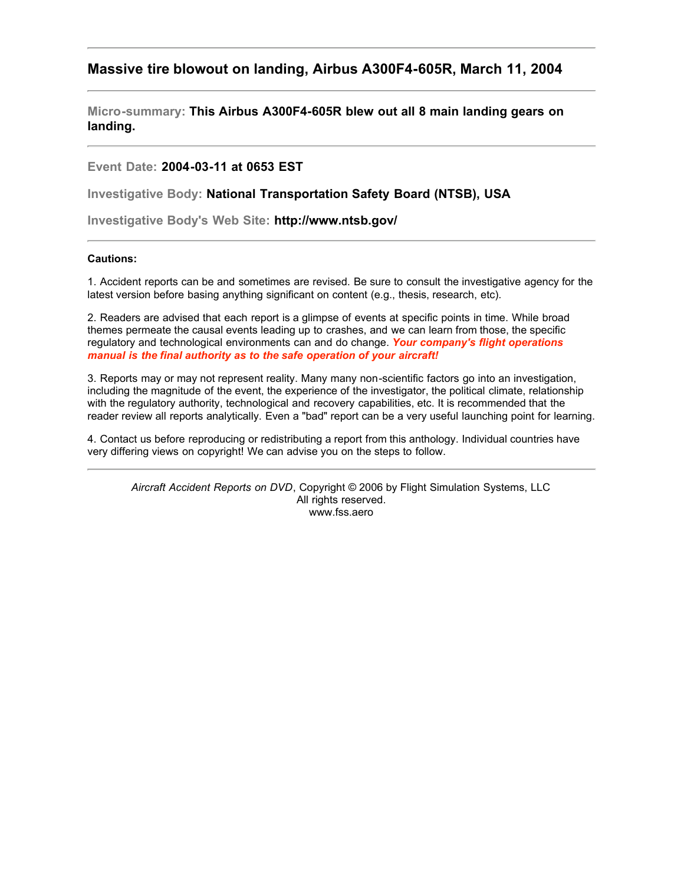## Massive tire blowout on landing, Airbus A300F4-605R, March 11, 2004

---

**Micro-summary:** **This Airbus A300F4-605R blew out all 8 main landing gears on landing.**

---

**Event Date:** **2004-03-11 at 0653 EST**

**Investigative Body:** **National Transportation Safety Board (NTSB), USA**

**Investigative Body's Web Site:** **http://www.ntsb.gov/**

---

**Cautions:**

1. Accident reports can be and sometimes are revised. Be sure to consult the investigative agency for the latest version before basing anything significant on content (e.g., thesis, research, etc).

2. Readers are advised that each report is a glimpse of events at specific points in time. While broad themes permeate the causal events leading up to crashes, and we can learn from those, the specific regulatory and technological environments can and do change. ***Your company's flight operations manual is the final authority as to the safe operation of your aircraft!***

3. Reports may or may not represent reality. Many many non-scientific factors go into an investigation, including the magnitude of the event, the experience of the investigator, the political climate, relationship with the regulatory authority, technological and recovery capabilities, etc. It is recommended that the reader review all reports analytically. Even a "bad" report can be a very useful launching point for learning.

4. Contact us before reproducing or redistributing a report from this anthology. Individual countries have very differing views on copyright! We can advise you on the steps to follow.

---

*Aircraft Accident Reports on DVD*, Copyright © 2006 by Flight Simulation Systems, LLC
All rights reserved.
www.fss.aero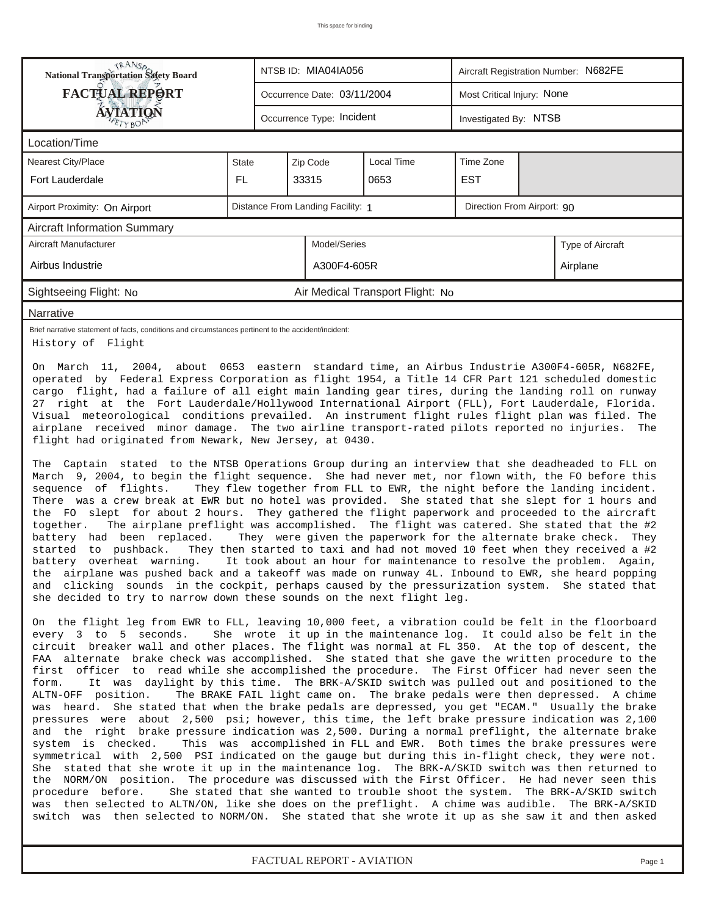This space for binding

| National Transportation Safety Board FACTUAL REPORT AVIATION | NTSB ID: MIA04IA056 | Aircraft Registration Number: N682FE |
|---|---|---|
| | Occurrence Date: 03/11/2004 | Most Critical Injury: None |
| | Occurrence Type: Incident | Investigated By: NTSB |

**Location/Time**

| Nearest City/Place | State | Zip Code | Local Time | Time Zone |
|---|---|---|---|---|
| Fort Lauderdale | FL | 33315 | 0653 | EST |

| Airport Proximity: On Airport | Distance From Landing Facility: 1 | Direction From Airport: 90 |
|---|---|---|

**Aircraft Information Summary**

| Aircraft Manufacturer | Model/Series | Type of Aircraft |
|---|---|---|
| Airbus Industrie | A300F4-605R | Airplane |

Sightseeing Flight: No | Air Medical Transport Flight: No

**Narrative**

Brief narrative statement of facts, conditions and circumstances pertinent to the accident/incident:

History of Flight

On March 11, 2004, about 0653 eastern standard time, an Airbus Industrie A300F4-605R, N682FE, operated by Federal Express Corporation as flight 1954, a Title 14 CFR Part 121 scheduled domestic cargo flight, had a failure of all eight main landing gear tires, during the landing roll on runway 27 right at the Fort Lauderdale/Hollywood International Airport (FLL), Fort Lauderdale, Florida. Visual meteorological conditions prevailed. An instrument flight rules flight plan was filed. The airplane received minor damage. The two airline transport-rated pilots reported no injuries. The flight had originated from Newark, New Jersey, at 0430.

The Captain stated to the NTSB Operations Group during an interview that she deadheaded to FLL on March 9, 2004, to begin the flight sequence. She had never met, nor flown with, the FO before this sequence of flights. They flew together from FLL to EWR, the night before the landing incident. There was a crew break at EWR but no hotel was provided. She stated that she slept for 1 hours and the FO slept for about 2 hours. They gathered the flight paperwork and proceeded to the aircraft together. The airplane preflight was accomplished. The flight was catered. She stated that the #2 battery had been replaced. They were given the paperwork for the alternate brake check. They started to pushback. They then started to taxi and had not moved 10 feet when they received a #2 battery overheat warning. It took about an hour for maintenance to resolve the problem. Again, the airplane was pushed back and a takeoff was made on runway 4L. Inbound to EWR, she heard popping and clicking sounds in the cockpit, perhaps caused by the pressurization system. She stated that she decided to try to narrow down these sounds on the next flight leg.

On the flight leg from EWR to FLL, leaving 10,000 feet, a vibration could be felt in the floorboard every 3 to 5 seconds. She wrote it up in the maintenance log. It could also be felt in the circuit breaker wall and other places. The flight was normal at FL 350. At the top of descent, the FAA alternate brake check was accomplished. She stated that she gave the written procedure to the first officer to read while she accomplished the procedure. The First Officer had never seen the form. It was daylight by this time. The BRK-A/SKID switch was pulled out and positioned to the ALTN-OFF position. The BRAKE FAIL light came on. The brake pedals were then depressed. A chime was heard. She stated that when the brake pedals are depressed, you get "ECAM." Usually the brake pressures were about 2,500 psi; however, this time, the left brake pressure indication was 2,100 and the right brake pressure indication was 2,500. During a normal preflight, the alternate brake system is checked. This was accomplished in FLL and EWR. Both times the brake pressures were symmetrical with 2,500 PSI indicated on the gauge but during this in-flight check, they were not. She stated that she wrote it up in the maintenance log. The BRK-A/SKID switch was then returned to the NORM/ON position. The procedure was discussed with the First Officer. He had never seen this procedure before. She stated that she wanted to trouble shoot the system. The BRK-A/SKID switch was then selected to ALTN/ON, like she does on the preflight. A chime was audible. The BRK-A/SKID switch was then selected to NORM/ON. She stated that she wrote it up as she saw it and then asked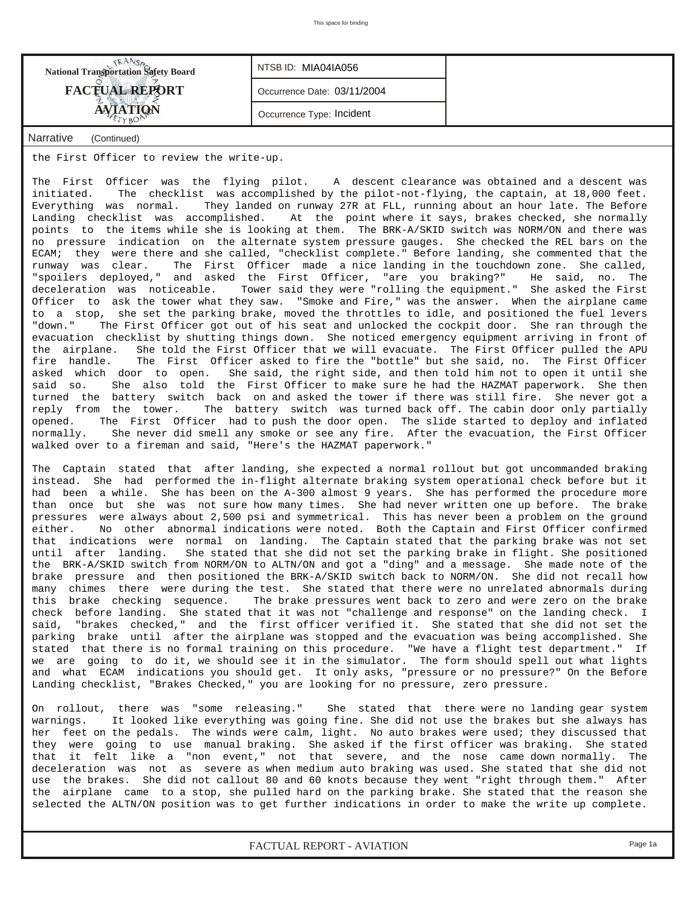| National Transportation Safety Board FACTUAL REPORT AVIATION | NTSB ID: MIA04IA056 |
|---|---|
| | Occurrence Date: 03/11/2004 |
| | Occurrence Type: Incident |

**Narrative** (Continued)

the First Officer to review the write-up.

The First Officer was the flying pilot. A descent clearance was obtained and a descent was initiated. The checklist was accomplished by the pilot-not-flying, the captain, at 18,000 feet. Everything was normal. They landed on runway 27R at FLL, running about an hour late. The Before Landing checklist was accomplished. At the point where it says, brakes checked, she normally points to the items while she is looking at them. The BRK-A/SKID switch was NORM/ON and there was no pressure indication on the alternate system pressure gauges. She checked the REL bars on the ECAM; they were there and she called, "checklist complete." Before landing, she commented that the runway was clear. The First Officer made a nice landing in the touchdown zone. She called, "spoilers deployed," and asked the First Officer, "are you braking?" He said, no. The deceleration was noticeable. Tower said they were "rolling the equipment." She asked the First Officer to ask the tower what they saw. "Smoke and Fire," was the answer. When the airplane came to a stop, she set the parking brake, moved the throttles to idle, and positioned the fuel levers "down." The First Officer got out of his seat and unlocked the cockpit door. She ran through the evacuation checklist by shutting things down. She noticed emergency equipment arriving in front of the airplane. She told the First Officer that we will evacuate. The First Officer pulled the APU fire handle. The First Officer asked to fire the "bottle" but she said, no. The First Officer asked which door to open. She said, the right side, and then told him not to open it until she said so. She also told the First Officer to make sure he had the HAZMAT paperwork. She then turned the battery switch back on and asked the tower if there was still fire. She never got a reply from the tower. The battery switch was turned back off. The cabin door only partially opened. The First Officer had to push the door open. The slide started to deploy and inflated normally. She never did smell any smoke or see any fire. After the evacuation, the First Officer walked over to a fireman and said, "Here's the HAZMAT paperwork."

The Captain stated that after landing, she expected a normal rollout but got uncommanded braking instead. She had performed the in-flight alternate braking system operational check before but it had been a while. She has been on the A-300 almost 9 years. She has performed the procedure more than once but she was not sure how many times. She had never written one up before. The brake pressures were always about 2,500 psi and symmetrical. This has never been a problem on the ground either. No other abnormal indications were noted. Both the Captain and First Officer confirmed that indications were normal on landing. The Captain stated that the parking brake was not set until after landing. She stated that she did not set the parking brake in flight. She positioned the BRK-A/SKID switch from NORM/ON to ALTN/ON and got a "ding" and a message. She made note of the brake pressure and then positioned the BRK-A/SKID switch back to NORM/ON. She did not recall how many chimes there were during the test. She stated that there were no unrelated abnormals during this brake checking sequence. The brake pressures went back to zero and were zero on the brake check before landing. She stated that it was not "challenge and response" on the landing check. I said, "brakes checked," and the first officer verified it. She stated that she did not set the parking brake until after the airplane was stopped and the evacuation was being accomplished. She stated that there is no formal training on this procedure. "We have a flight test department." If we are going to do it, we should see it in the simulator. The form should spell out what lights and what ECAM indications you should get. It only asks, "pressure or no pressure?" On the Before Landing checklist, "Brakes Checked," you are looking for no pressure, zero pressure.

On rollout, there was "some releasing." She stated that there were no landing gear system warnings. It looked like everything was going fine. She did not use the brakes but she always has her feet on the pedals. The winds were calm, light. No auto brakes were used; they discussed that they were going to use manual braking. She asked if the first officer was braking. She stated that it felt like a "non event," not that severe, and the nose came down normally. The deceleration was not as severe as when medium auto braking was used. She stated that she did not use the brakes. She did not callout 80 and 60 knots because they went "right through them." After the airplane came to a stop, she pulled hard on the parking brake. She stated that the reason she selected the ALTN/ON position was to get further indications in order to make the write up complete.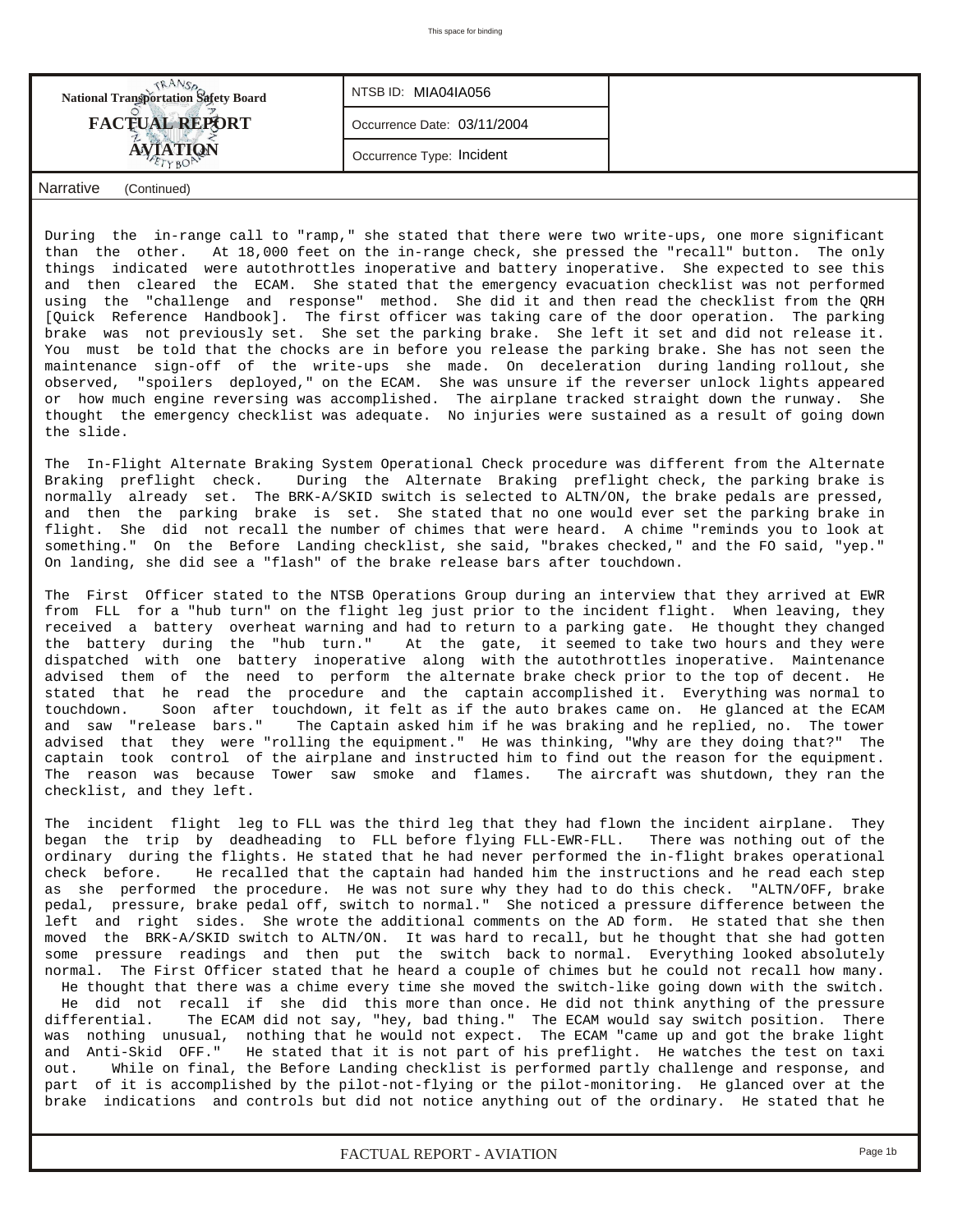| National Transportation Safety Board FACTUAL REPORT AVIATION | NTSB ID: MIA04IA056 |
|---|---|
| | Occurrence Date: 03/11/2004 |
| | Occurrence Type: Incident |

Narrative (Continued)

During the in-range call to "ramp," she stated that there were two write-ups, one more significant than the other. At 18,000 feet on the in-range check, she pressed the "recall" button. The only things indicated were autothrottles inoperative and battery inoperative. She expected to see this and then cleared the ECAM. She stated that the emergency evacuation checklist was not performed using the "challenge and response" method. She did it and then read the checklist from the QRH [Quick Reference Handbook]. The first officer was taking care of the door operation. The parking brake was not previously set. She set the parking brake. She left it set and did not release it. You must be told that the chocks are in before you release the parking brake. She has not seen the maintenance sign-off of the write-ups she made. On deceleration during landing rollout, she observed, "spoilers deployed," on the ECAM. She was unsure if the reverser unlock lights appeared or how much engine reversing was accomplished. The airplane tracked straight down the runway. She thought the emergency checklist was adequate. No injuries were sustained as a result of going down the slide.

The In-Flight Alternate Braking System Operational Check procedure was different from the Alternate Braking preflight check. During the Alternate Braking preflight check, the parking brake is normally already set. The BRK-A/SKID switch is selected to ALTN/ON, the brake pedals are pressed, and then the parking brake is set. She stated that no one would ever set the parking brake in flight. She did not recall the number of chimes that were heard. A chime "reminds you to look at something." On the Before Landing checklist, she said, "brakes checked," and the FO said, "yep." On landing, she did see a "flash" of the brake release bars after touchdown.

The First Officer stated to the NTSB Operations Group during an interview that they arrived at EWR from FLL for a "hub turn" on the flight leg just prior to the incident flight. When leaving, they received a battery overheat warning and had to return to a parking gate. He thought they changed the battery during the "hub turn." At the gate, it seemed to take two hours and they were dispatched with one battery inoperative along with the autothrottles inoperative. Maintenance advised them of the need to perform the alternate brake check prior to the top of decent. He stated that he read the procedure and the captain accomplished it. Everything was normal to touchdown. Soon after touchdown, it felt as if the auto brakes came on. He glanced at the ECAM and saw "release bars." The Captain asked him if he was braking and he replied, no. The tower advised that they were "rolling the equipment." He was thinking, "Why are they doing that?" The captain took control of the airplane and instructed him to find out the reason for the equipment. The reason was because Tower saw smoke and flames. The aircraft was shutdown, they ran the checklist, and they left.

The incident flight leg to FLL was the third leg that they had flown the incident airplane. They began the trip by deadheading to FLL before flying FLL-EWR-FLL. There was nothing out of the ordinary during the flights. He stated that he had never performed the in-flight brakes operational check before. He recalled that the captain had handed him the instructions and he read each step as she performed the procedure. He was not sure why they had to do this check. "ALTN/OFF, brake pedal, pressure, brake pedal off, switch to normal." She noticed a pressure difference between the left and right sides. She wrote the additional comments on the AD form. He stated that she then moved the BRK-A/SKID switch to ALTN/ON. It was hard to recall, but he thought that she had gotten some pressure readings and then put the switch back to normal. Everything looked absolutely normal. The First Officer stated that he heard a couple of chimes but he could not recall how many. He thought that there was a chime every time she moved the switch-like going down with the switch. He did not recall if she did this more than once. He did not think anything of the pressure differential. The ECAM did not say, "hey, bad thing." The ECAM would say switch position. There was nothing unusual, nothing that he would not expect. The ECAM "came up and got the brake light and Anti-Skid OFF." He stated that it is not part of his preflight. He watches the test on taxi out. While on final, the Before Landing checklist is performed partly challenge and response, and part of it is accomplished by the pilot-not-flying or the pilot-monitoring. He glanced over at the brake indications and controls but did not notice anything out of the ordinary. He stated that he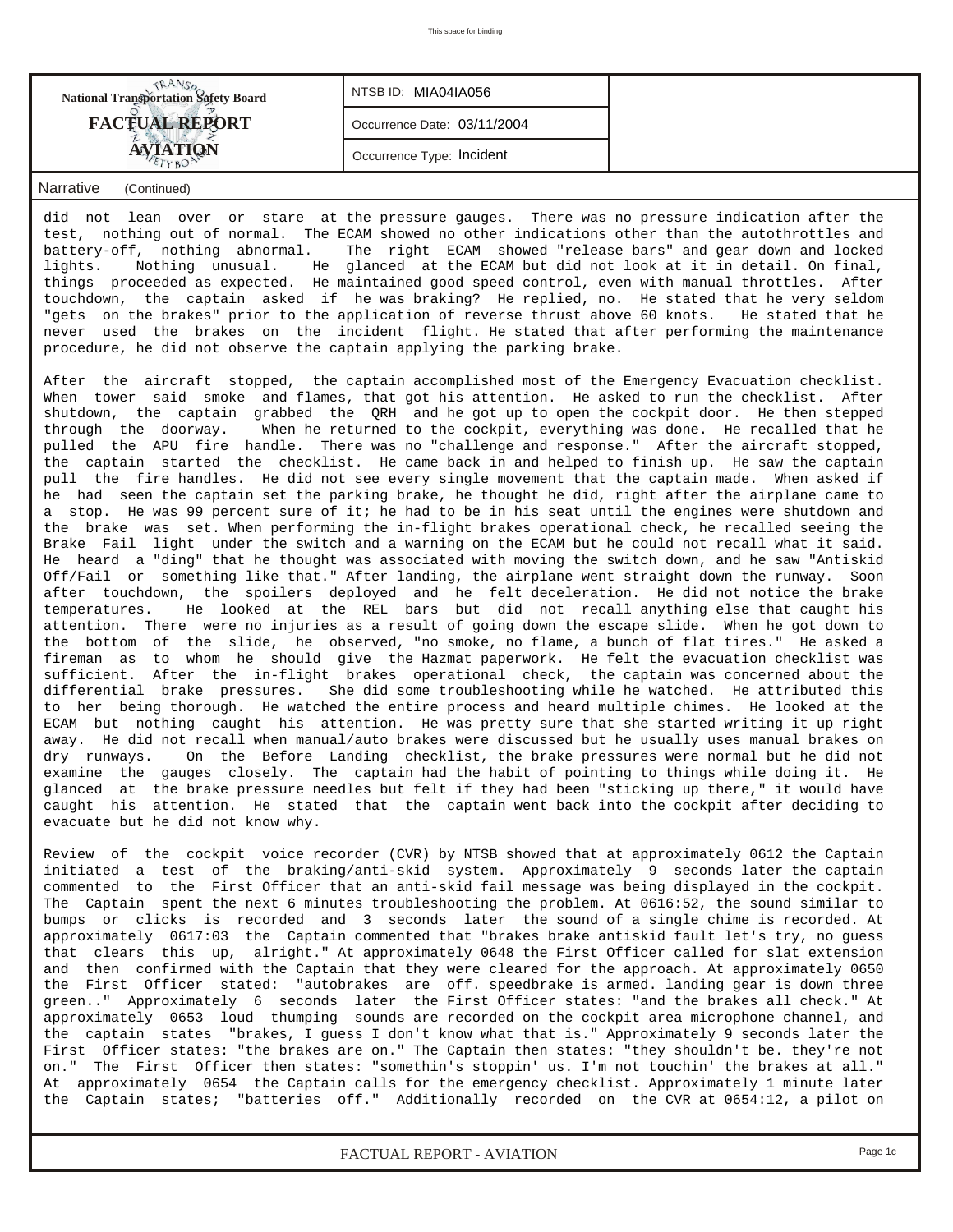**National Transportation Safety Board**

**FACTUAL REPORT**

**AVIATION**

| NTSB ID: MIA04IA056 |
|---|
| Occurrence Date: 03/11/2004 |
| Occurrence Type: Incident |

### Narrative (Continued)

did not lean over or stare at the pressure gauges. There was no pressure indication after the test, nothing out of normal. The ECAM showed no other indications other than the autothrottles and battery-off, nothing abnormal. The right ECAM showed "release bars" and gear down and locked lights. Nothing unusual. He glanced at the ECAM but did not look at it in detail. On final, things proceeded as expected. He maintained good speed control, even with manual throttles. After touchdown, the captain asked if he was braking? He replied, no. He stated that he very seldom "gets on the brakes" prior to the application of reverse thrust above 60 knots. He stated that he never used the brakes on the incident flight. He stated that after performing the maintenance procedure, he did not observe the captain applying the parking brake.

After the aircraft stopped, the captain accomplished most of the Emergency Evacuation checklist. When tower said smoke and flames, that got his attention. He asked to run the checklist. After shutdown, the captain grabbed the QRH and he got up to open the cockpit door. He then stepped through the doorway. When he returned to the cockpit, everything was done. He recalled that he pulled the APU fire handle. There was no "challenge and response." After the aircraft stopped, the captain started the checklist. He came back in and helped to finish up. He saw the captain pull the fire handles. He did not see every single movement that the captain made. When asked if he had seen the captain set the parking brake, he thought he did, right after the airplane came to a stop. He was 99 percent sure of it; he had to be in his seat until the engines were shutdown and the brake was set. When performing the in-flight brakes operational check, he recalled seeing the Brake Fail light under the switch and a warning on the ECAM but he could not recall what it said. He heard a "ding" that he thought was associated with moving the switch down, and he saw "Antiskid Off/Fail or something like that." After landing, the airplane went straight down the runway. Soon after touchdown, the spoilers deployed and he felt deceleration. He did not notice the brake temperatures. He looked at the REL bars but did not recall anything else that caught his attention. There were no injuries as a result of going down the escape slide. When he got down to the bottom of the slide, he observed, "no smoke, no flame, a bunch of flat tires." He asked a fireman as to whom he should give the Hazmat paperwork. He felt the evacuation checklist was sufficient. After the in-flight brakes operational check, the captain was concerned about the differential brake pressures. She did some troubleshooting while he watched. He attributed this to her being thorough. He watched the entire process and heard multiple chimes. He looked at the ECAM but nothing caught his attention. He was pretty sure that she started writing it up right away. He did not recall when manual/auto brakes were discussed but he usually uses manual brakes on dry runways. On the Before Landing checklist, the brake pressures were normal but he did not examine the gauges closely. The captain had the habit of pointing to things while doing it. He glanced at the brake pressure needles but felt if they had been "sticking up there," it would have caught his attention. He stated that the captain went back into the cockpit after deciding to evacuate but he did not know why.

Review of the cockpit voice recorder (CVR) by NTSB showed that at approximately 0612 the Captain initiated a test of the braking/anti-skid system. Approximately 9 seconds later the captain commented to the First Officer that an anti-skid fail message was being displayed in the cockpit. The Captain spent the next 6 minutes troubleshooting the problem. At 0616:52, the sound similar to bumps or clicks is recorded and 3 seconds later the sound of a single chime is recorded. At approximately 0617:03 the Captain commented that "brakes brake antiskid fault let's try, no guess that clears this up, alright." At approximately 0648 the First Officer called for slat extension and then confirmed with the Captain that they were cleared for the approach. At approximately 0650 the First Officer stated: "autobrakes are off. speedbrake is armed. landing gear is down three green.." Approximately 6 seconds later the First Officer states: "and the brakes all check." At approximately 0653 loud thumping sounds are recorded on the cockpit area microphone channel, and the captain states "brakes, I guess I don't know what that is." Approximately 9 seconds later the First Officer states: "the brakes are on." The Captain then states: "they shouldn't be. they're not on." The First Officer then states: "somethin's stoppin' us. I'm not touchin' the brakes at all." At approximately 0654 the Captain calls for the emergency checklist. Approximately 1 minute later the Captain states; "batteries off." Additionally recorded on the CVR at 0654:12, a pilot on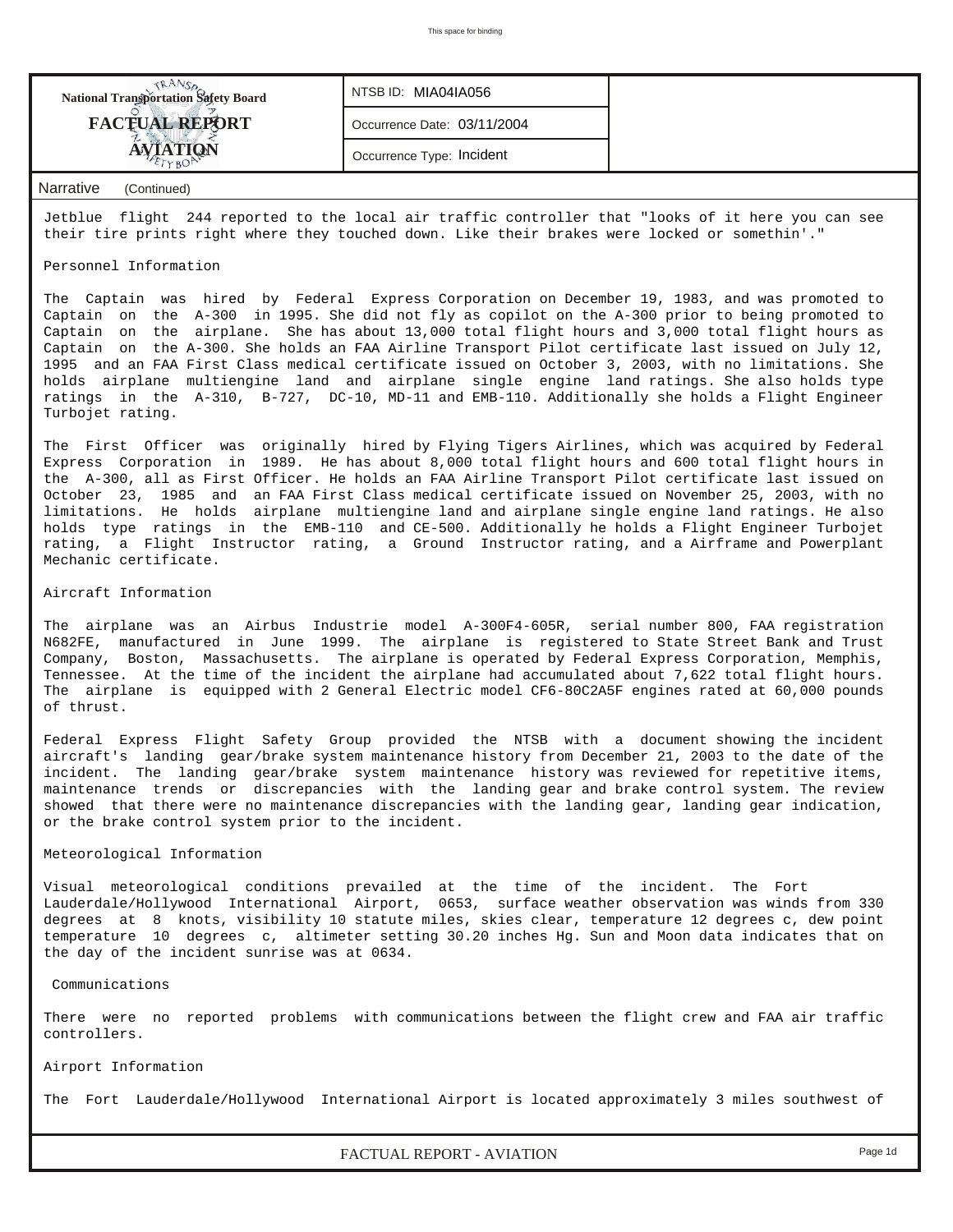Narrative (Continued)

Jetblue flight 244 reported to the local air traffic controller that "looks of it here you can see their tire prints right where they touched down. Like their brakes were locked or somethin'."

## Personnel Information

The Captain was hired by Federal Express Corporation on December 19, 1983, and was promoted to Captain on the A-300 in 1995. She did not fly as copilot on the A-300 prior to being promoted to Captain on the airplane. She has about 13,000 total flight hours and 3,000 total flight hours as Captain on the A-300. She holds an FAA Airline Transport Pilot certificate last issued on July 12, 1995 and an FAA First Class medical certificate issued on October 3, 2003, with no limitations. She holds airplane multiengine land and airplane single engine land ratings. She also holds type ratings in the A-310, B-727, DC-10, MD-11 and EMB-110. Additionally she holds a Flight Engineer Turbojet rating.

The First Officer was originally hired by Flying Tigers Airlines, which was acquired by Federal Express Corporation in 1989. He has about 8,000 total flight hours and 600 total flight hours in the A-300, all as First Officer. He holds an FAA Airline Transport Pilot certificate last issued on October 23, 1985 and an FAA First Class medical certificate issued on November 25, 2003, with no limitations. He holds airplane multiengine land and airplane single engine land ratings. He also holds type ratings in the EMB-110 and CE-500. Additionally he holds a Flight Engineer Turbojet rating, a Flight Instructor rating, a Ground Instructor rating, and a Airframe and Powerplant Mechanic certificate.

## Aircraft Information

The airplane was an Airbus Industrie model A-300F4-605R, serial number 800, FAA registration N682FE, manufactured in June 1999. The airplane is registered to State Street Bank and Trust Company, Boston, Massachusetts. The airplane is operated by Federal Express Corporation, Memphis, Tennessee. At the time of the incident the airplane had accumulated about 7,622 total flight hours. The airplane is equipped with 2 General Electric model CF6-80C2A5F engines rated at 60,000 pounds of thrust.

Federal Express Flight Safety Group provided the NTSB with a document showing the incident aircraft's landing gear/brake system maintenance history from December 21, 2003 to the date of the incident. The landing gear/brake system maintenance history was reviewed for repetitive items, maintenance trends or discrepancies with the landing gear and brake control system. The review showed that there were no maintenance discrepancies with the landing gear, landing gear indication, or the brake control system prior to the incident.

## Meteorological Information

Visual meteorological conditions prevailed at the time of the incident. The Fort Lauderdale/Hollywood International Airport, 0653, surface weather observation was winds from 330 degrees at 8 knots, visibility 10 statute miles, skies clear, temperature 12 degrees c, dew point temperature 10 degrees c, altimeter setting 30.20 inches Hg. Sun and Moon data indicates that on the day of the incident sunrise was at 0634.

## Communications

There were no reported problems with communications between the flight crew and FAA air traffic controllers.

## Airport Information

The Fort Lauderdale/Hollywood International Airport is located approximately 3 miles southwest of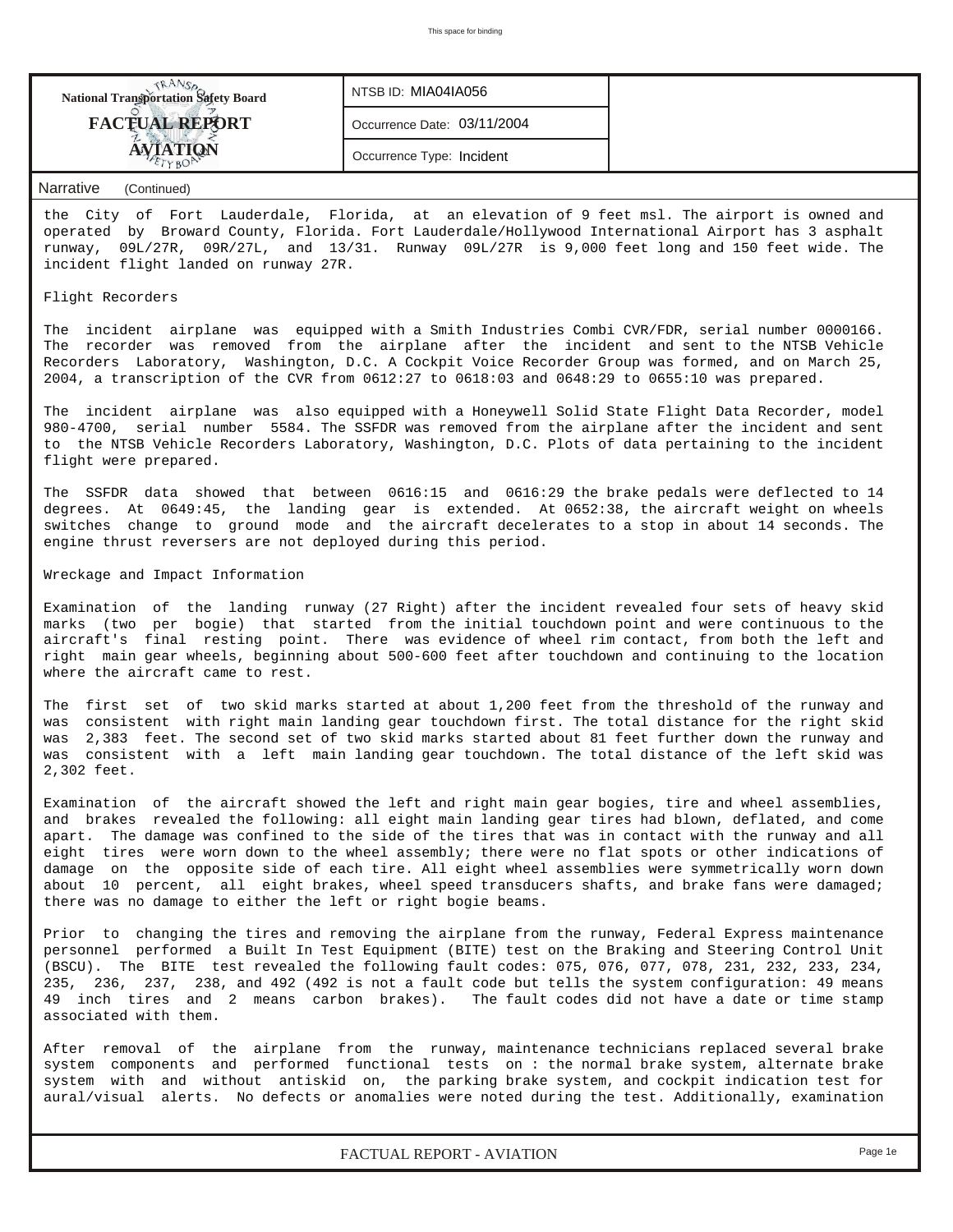Narrative (Continued)

the City of Fort Lauderdale, Florida, at an elevation of 9 feet msl. The airport is owned and operated by Broward County, Florida. Fort Lauderdale/Hollywood International Airport has 3 asphalt runway, 09L/27R, 09R/27L, and 13/31. Runway 09L/27R is 9,000 feet long and 150 feet wide. The incident flight landed on runway 27R.

## Flight Recorders

The incident airplane was equipped with a Smith Industries Combi CVR/FDR, serial number 0000166. The recorder was removed from the airplane after the incident and sent to the NTSB Vehicle Recorders Laboratory, Washington, D.C. A Cockpit Voice Recorder Group was formed, and on March 25, 2004, a transcription of the CVR from 0612:27 to 0618:03 and 0648:29 to 0655:10 was prepared.

The incident airplane was also equipped with a Honeywell Solid State Flight Data Recorder, model 980-4700, serial number 5584. The SSFDR was removed from the airplane after the incident and sent to the NTSB Vehicle Recorders Laboratory, Washington, D.C. Plots of data pertaining to the incident flight were prepared.

The SSFDR data showed that between 0616:15 and 0616:29 the brake pedals were deflected to 14 degrees. At 0649:45, the landing gear is extended. At 0652:38, the aircraft weight on wheels switches change to ground mode and the aircraft decelerates to a stop in about 14 seconds. The engine thrust reversers are not deployed during this period.

## Wreckage and Impact Information

Examination of the landing runway (27 Right) after the incident revealed four sets of heavy skid marks (two per bogie) that started from the initial touchdown point and were continuous to the aircraft's final resting point. There was evidence of wheel rim contact, from both the left and right main gear wheels, beginning about 500-600 feet after touchdown and continuing to the location where the aircraft came to rest.

The first set of two skid marks started at about 1,200 feet from the threshold of the runway and was consistent with right main landing gear touchdown first. The total distance for the right skid was 2,383 feet. The second set of two skid marks started about 81 feet further down the runway and was consistent with a left main landing gear touchdown. The total distance of the left skid was 2,302 feet.

Examination of the aircraft showed the left and right main gear bogies, tire and wheel assemblies, and brakes revealed the following: all eight main landing gear tires had blown, deflated, and come apart. The damage was confined to the side of the tires that was in contact with the runway and all eight tires were worn down to the wheel assembly; there were no flat spots or other indications of damage on the opposite side of each tire. All eight wheel assemblies were symmetrically worn down about 10 percent, all eight brakes, wheel speed transducers shafts, and brake fans were damaged; there was no damage to either the left or right bogie beams.

Prior to changing the tires and removing the airplane from the runway, Federal Express maintenance personnel performed a Built In Test Equipment (BITE) test on the Braking and Steering Control Unit (BSCU). The BITE test revealed the following fault codes: 075, 076, 077, 078, 231, 232, 233, 234, 235, 236, 237, 238, and 492 (492 is not a fault code but tells the system configuration: 49 means 49 inch tires and 2 means carbon brakes). The fault codes did not have a date or time stamp associated with them.

After removal of the airplane from the runway, maintenance technicians replaced several brake system components and performed functional tests on : the normal brake system, alternate brake system with and without antiskid on, the parking brake system, and cockpit indication test for aural/visual alerts. No defects or anomalies were noted during the test. Additionally, examination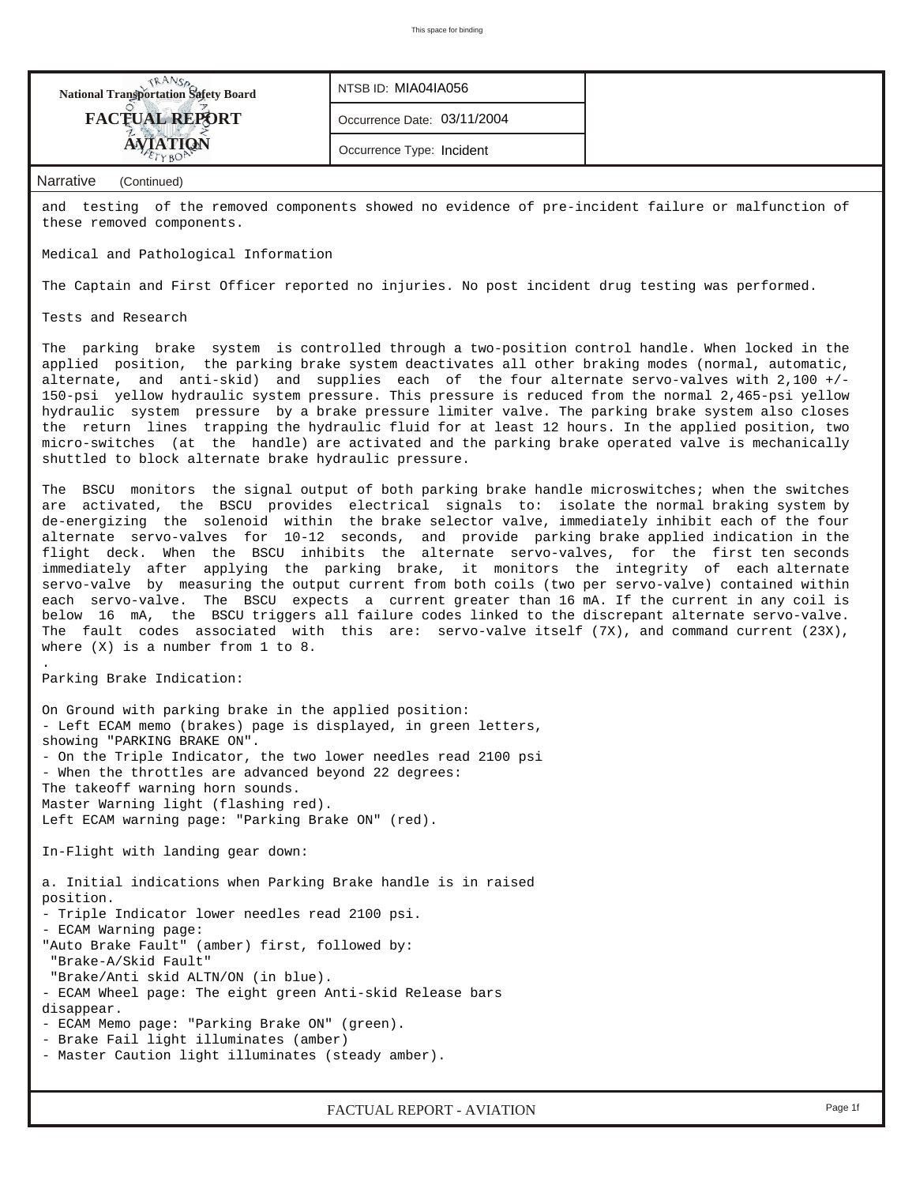| NTSB ID: MIA04IA056 |
| --- |
| Occurrence Date: 03/11/2004 |
| Occurrence Type: Incident |

**Narrative** (Continued)

and testing of the removed components showed no evidence of pre-incident failure or malfunction of these removed components.

Medical and Pathological Information

The Captain and First Officer reported no injuries. No post incident drug testing was performed.

Tests and Research

The parking brake system is controlled through a two-position control handle. When locked in the applied position, the parking brake system deactivates all other braking modes (normal, automatic, alternate, and anti-skid) and supplies each of the four alternate servo-valves with 2,100 +/- 150-psi yellow hydraulic system pressure. This pressure is reduced from the normal 2,465-psi yellow hydraulic system pressure by a brake pressure limiter valve. The parking brake system also closes the return lines trapping the hydraulic fluid for at least 12 hours. In the applied position, two micro-switches (at the handle) are activated and the parking brake operated valve is mechanically shuttled to block alternate brake hydraulic pressure.

The BSCU monitors the signal output of both parking brake handle microswitches; when the switches are activated, the BSCU provides electrical signals to: isolate the normal braking system by de-energizing the solenoid within the brake selector valve, immediately inhibit each of the four alternate servo-valves for 10-12 seconds, and provide parking brake applied indication in the flight deck. When the BSCU inhibits the alternate servo-valves, for the first ten seconds immediately after applying the parking brake, it monitors the integrity of each alternate servo-valve by measuring the output current from both coils (two per servo-valve) contained within each servo-valve. The BSCU expects a current greater than 16 mA. If the current in any coil is below 16 mA, the BSCU triggers all failure codes linked to the discrepant alternate servo-valve. The fault codes associated with this are: servo-valve itself (7X), and command current (23X), where (X) is a number from 1 to 8.

.

Parking Brake Indication:

On Ground with parking brake in the applied position:
- Left ECAM memo (brakes) page is displayed, in green letters, showing "PARKING BRAKE ON".
- On the Triple Indicator, the two lower needles read 2100 psi
- When the throttles are advanced beyond 22 degrees:

The takeoff warning horn sounds.
Master Warning light (flashing red).
Left ECAM warning page: "Parking Brake ON" (red).

In-Flight with landing gear down:

a. Initial indications when Parking Brake handle is in raised position.
- Triple Indicator lower needles read 2100 psi.
- ECAM Warning page:

"Auto Brake Fault" (amber) first, followed by:
 "Brake-A/Skid Fault"
 "Brake/Anti skid ALTN/ON (in blue).
- ECAM Wheel page: The eight green Anti-skid Release bars disappear.
- ECAM Memo page: "Parking Brake ON" (green).
- Brake Fail light illuminates (amber)
- Master Caution light illuminates (steady amber).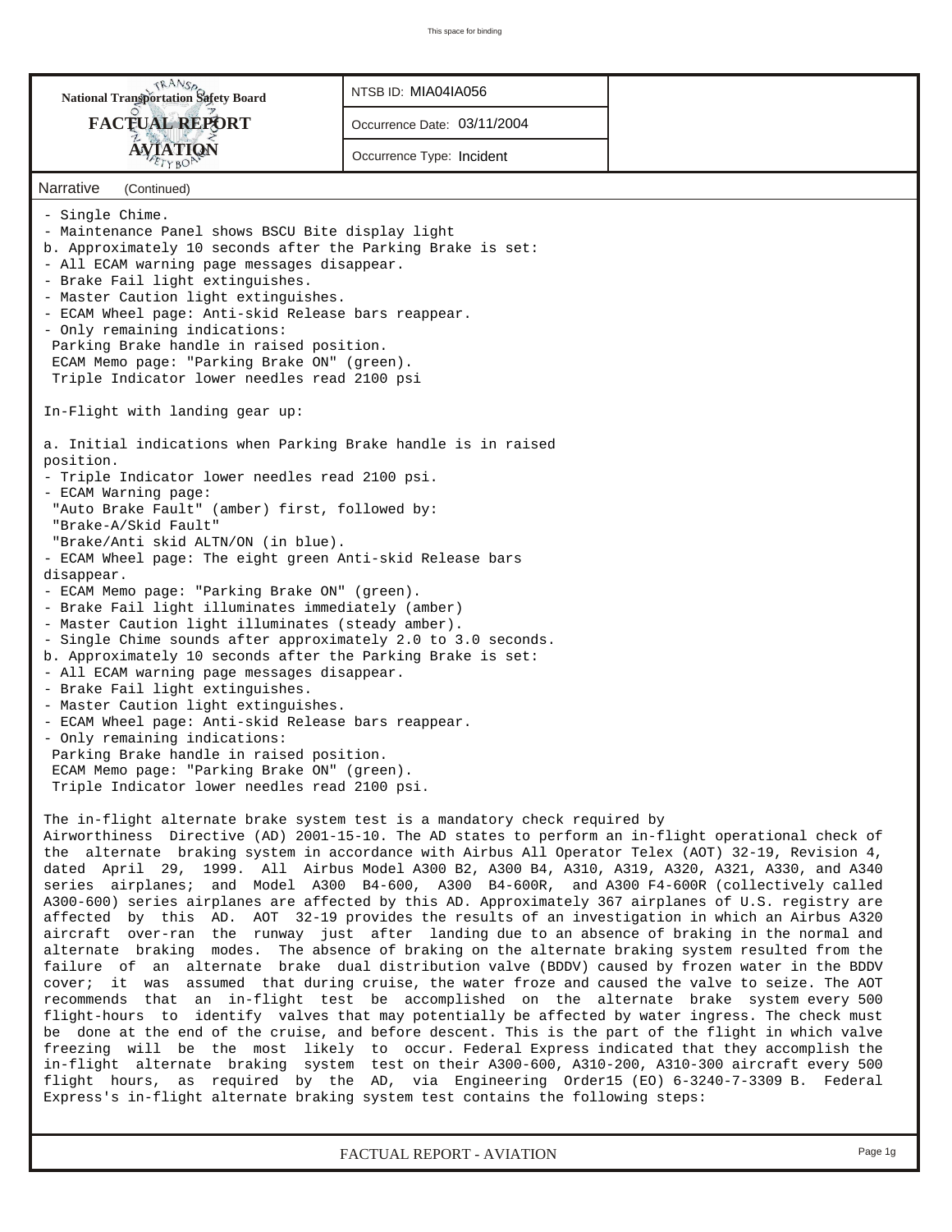NTSB ID: MIA04IA056

Occurrence Date: 03/11/2004

Occurrence Type: Incident

Narrative (Continued)

- Single Chime.
- Maintenance Panel shows BSCU Bite display light

b. Approximately 10 seconds after the Parking Brake is set:
- All ECAM warning page messages disappear.
- Brake Fail light extinguishes.
- Master Caution light extinguishes.
- ECAM Wheel page: Anti-skid Release bars reappear.
- Only remaining indications:
  Parking Brake handle in raised position.
  ECAM Memo page: "Parking Brake ON" (green).
  Triple Indicator lower needles read 2100 psi

In-Flight with landing gear up:

a. Initial indications when Parking Brake handle is in raised position.
- Triple Indicator lower needles read 2100 psi.
- ECAM Warning page:
  "Auto Brake Fault" (amber) first, followed by:
  "Brake-A/Skid Fault"
  "Brake/Anti skid ALTN/ON (in blue).
- ECAM Wheel page: The eight green Anti-skid Release bars disappear.
- ECAM Memo page: "Parking Brake ON" (green).
- Brake Fail light illuminates immediately (amber)
- Master Caution light illuminates (steady amber).
- Single Chime sounds after approximately 2.0 to 3.0 seconds.

b. Approximately 10 seconds after the Parking Brake is set:
- All ECAM warning page messages disappear.
- Brake Fail light extinguishes.
- Master Caution light extinguishes.
- ECAM Wheel page: Anti-skid Release bars reappear.
- Only remaining indications:
  Parking Brake handle in raised position.
  ECAM Memo page: "Parking Brake ON" (green).
  Triple Indicator lower needles read 2100 psi.

The in-flight alternate brake system test is a mandatory check required by Airworthiness Directive (AD) 2001-15-10. The AD states to perform an in-flight operational check of the alternate braking system in accordance with Airbus All Operator Telex (AOT) 32-19, Revision 4, dated April 29, 1999. All Airbus Model A300 B2, A300 B4, A310, A319, A320, A321, A330, and A340 series airplanes; and Model A300 B4-600, A300 B4-600R, and A300 F4-600R (collectively called A300-600) series airplanes are affected by this AD. Approximately 367 airplanes of U.S. registry are affected by this AD. AOT 32-19 provides the results of an investigation in which an Airbus A320 aircraft over-ran the runway just after landing due to an absence of braking in the normal and alternate braking modes. The absence of braking on the alternate braking system resulted from the failure of an alternate brake dual distribution valve (BDDV) caused by frozen water in the BDDV cover; it was assumed that during cruise, the water froze and caused the valve to seize. The AOT recommends that an in-flight test be accomplished on the alternate brake system every 500 flight-hours to identify valves that may potentially be affected by water ingress. The check must be done at the end of the cruise, and before descent. This is the part of the flight in which valve freezing will be the most likely to occur. Federal Express indicated that they accomplish the in-flight alternate braking system test on their A300-600, A310-200, A310-300 aircraft every 500 flight hours, as required by the AD, via Engineering Order15 (EO) 6-3240-7-3309 B. Federal Express's in-flight alternate braking system test contains the following steps: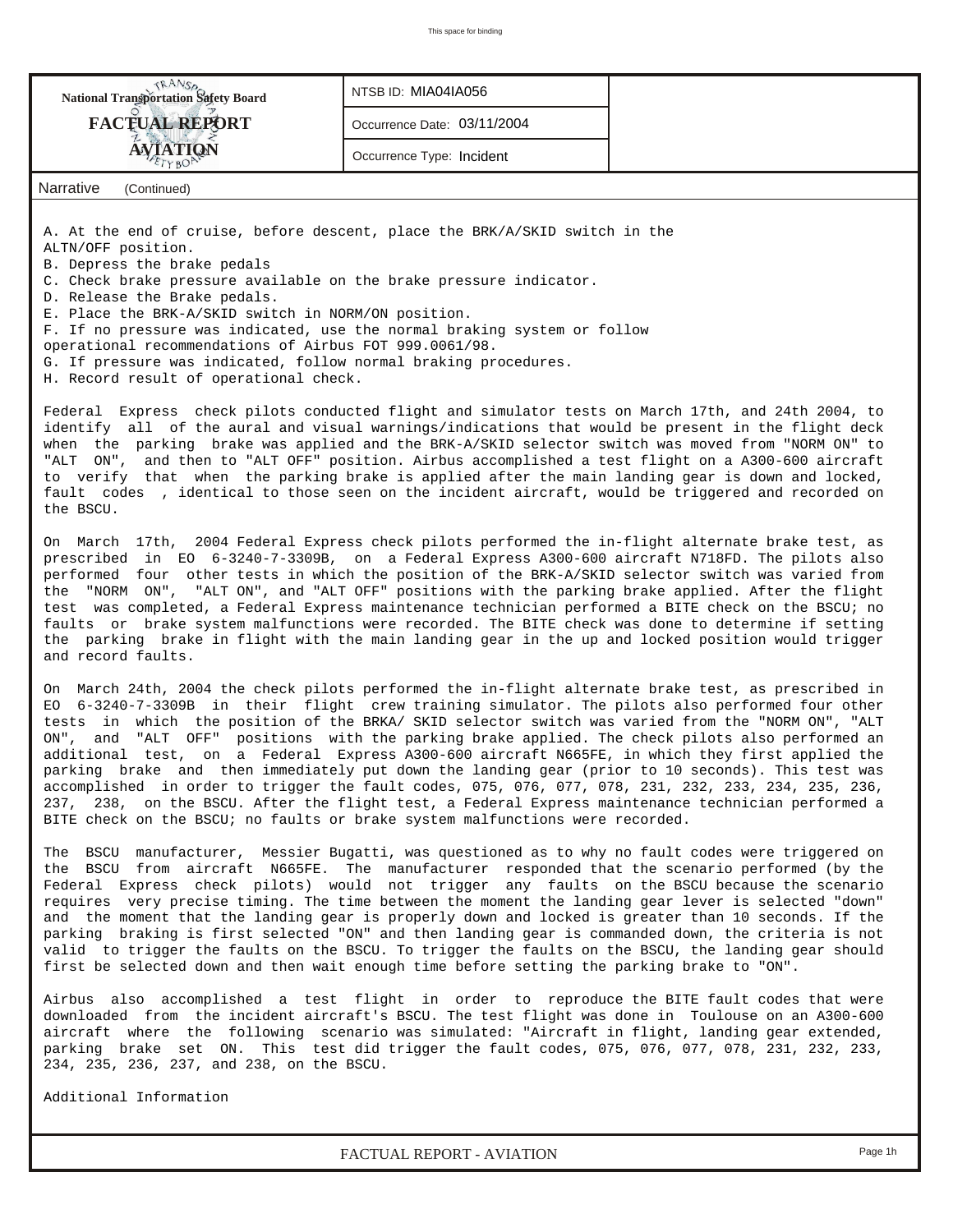| National Transportation Safety Board | NTSB ID: MIA04IA056 | |
|---|---|---|
| FACTUAL REPORT | Occurrence Date: 03/11/2004 | |
| AVIATION | Occurrence Type: Incident | |

Narrative (Continued)

A. At the end of cruise, before descent, place the BRK/A/SKID switch in the ALTN/OFF position.
B. Depress the brake pedals
C. Check brake pressure available on the brake pressure indicator.
D. Release the Brake pedals.
E. Place the BRK-A/SKID switch in NORM/ON position.
F. If no pressure was indicated, use the normal braking system or follow operational recommendations of Airbus FOT 999.0061/98.
G. If pressure was indicated, follow normal braking procedures.
H. Record result of operational check.

Federal Express check pilots conducted flight and simulator tests on March 17th, and 24th 2004, to identify all of the aural and visual warnings/indications that would be present in the flight deck when the parking brake was applied and the BRK-A/SKID selector switch was moved from "NORM ON" to "ALT ON", and then to "ALT OFF" position. Airbus accomplished a test flight on a A300-600 aircraft to verify that when the parking brake is applied after the main landing gear is down and locked, fault codes , identical to those seen on the incident aircraft, would be triggered and recorded on the BSCU.

On March 17th, 2004 Federal Express check pilots performed the in-flight alternate brake test, as prescribed in EO 6-3240-7-3309B, on a Federal Express A300-600 aircraft N718FD. The pilots also performed four other tests in which the position of the BRK-A/SKID selector switch was varied from the "NORM ON", "ALT ON", and "ALT OFF" positions with the parking brake applied. After the flight test was completed, a Federal Express maintenance technician performed a BITE check on the BSCU; no faults or brake system malfunctions were recorded. The BITE check was done to determine if setting the parking brake in flight with the main landing gear in the up and locked position would trigger and record faults.

On March 24th, 2004 the check pilots performed the in-flight alternate brake test, as prescribed in EO 6-3240-7-3309B in their flight crew training simulator. The pilots also performed four other tests in which the position of the BRKA/ SKID selector switch was varied from the "NORM ON", "ALT ON", and "ALT OFF" positions with the parking brake applied. The check pilots also performed an additional test, on a Federal Express A300-600 aircraft N665FE, in which they first applied the parking brake and then immediately put down the landing gear (prior to 10 seconds). This test was accomplished in order to trigger the fault codes, 075, 076, 077, 078, 231, 232, 233, 234, 235, 236, 237, 238, on the BSCU. After the flight test, a Federal Express maintenance technician performed a BITE check on the BSCU; no faults or brake system malfunctions were recorded.

The BSCU manufacturer, Messier Bugatti, was questioned as to why no fault codes were triggered on the BSCU from aircraft N665FE. The manufacturer responded that the scenario performed (by the Federal Express check pilots) would not trigger any faults on the BSCU because the scenario requires very precise timing. The time between the moment the landing gear lever is selected "down" and the moment that the landing gear is properly down and locked is greater than 10 seconds. If the parking braking is first selected "ON" and then landing gear is commanded down, the criteria is not valid to trigger the faults on the BSCU. To trigger the faults on the BSCU, the landing gear should first be selected down and then wait enough time before setting the parking brake to "ON".

Airbus also accomplished a test flight in order to reproduce the BITE fault codes that were downloaded from the incident aircraft's BSCU. The test flight was done in Toulouse on an A300-600 aircraft where the following scenario was simulated: "Aircraft in flight, landing gear extended, parking brake set ON. This test did trigger the fault codes, 075, 076, 077, 078, 231, 232, 233, 234, 235, 236, 237, and 238, on the BSCU.

Additional Information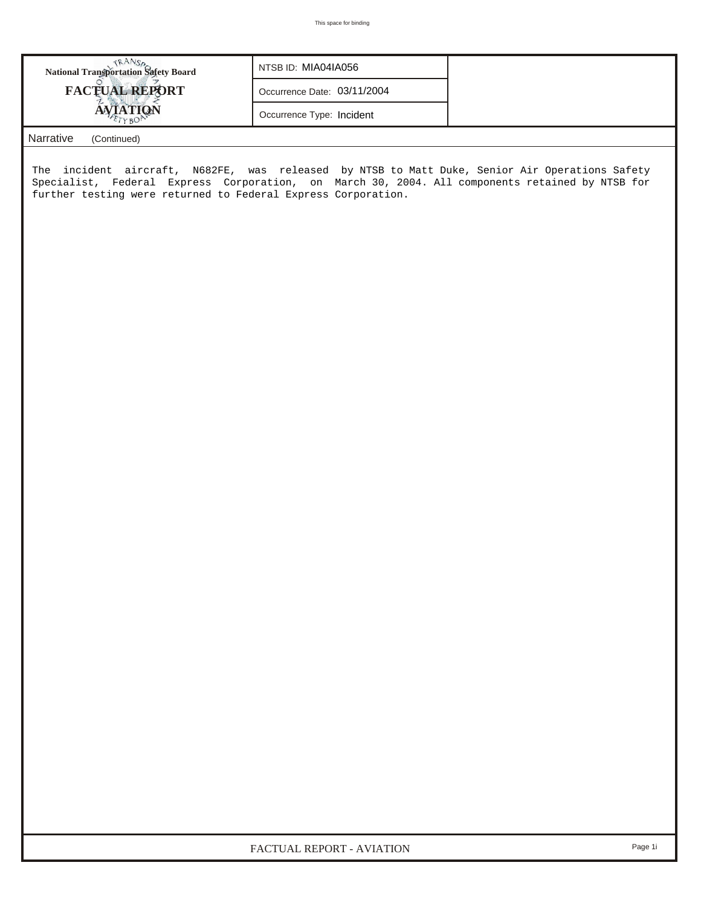**National Transportation Safety Board**

**FACTUAL REPORT**

**AVIATION**

| NTSB ID: MIA04IA056 |
| --- |
| Occurrence Date: 03/11/2004 |
| Occurrence Type: Incident |

## Narrative (Continued)

The incident aircraft, N682FE, was released by NTSB to Matt Duke, Senior Air Operations Safety Specialist, Federal Express Corporation, on March 30, 2004. All components retained by NTSB for further testing were returned to Federal Express Corporation.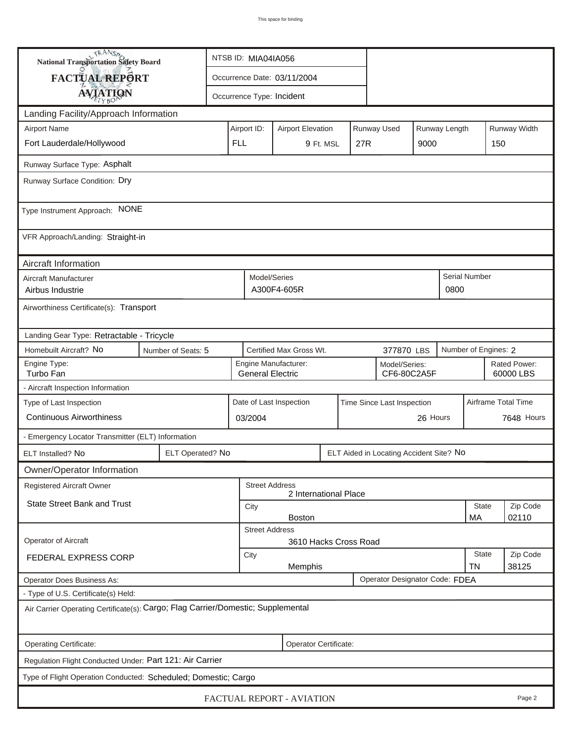This space for binding

**National Transportation Safety Board**

**FACTUAL REPORT**

**AVIATION**

NTSB ID: MIA04IA056

Occurrence Date: 03/11/2004

Occurrence Type: Incident

## Landing Facility/Approach Information

| Airport Name | Airport ID: | Airport Elevation | Runway Used | Runway Length | Runway Width |
|---|---|---|---|---|---|
| Fort Lauderdale/Hollywood | FLL | 9 Ft. MSL | 27R | 9000 | 150 |

Runway Surface Type: Asphalt

Runway Surface Condition: Dry

Type Instrument Approach: NONE

VFR Approach/Landing: Straight-in

## Aircraft Information

| Aircraft Manufacturer | Model/Series | Serial Number |
|---|---|---|
| Airbus Industrie | A300F4-605R | 0800 |

Airworthiness Certificate(s): Transport

Landing Gear Type: Retractable - Tricycle

| Homebuilt Aircraft? | Number of Seats: | Certified Max Gross Wt. | Number of Engines: |
|---|---|---|---|
| No | 5 | 377870 LBS | 2 |

| Engine Type: | Engine Manufacturer: | Model/Series: | Rated Power: |
|---|---|---|---|
| Turbo Fan | General Electric | CF6-80C2A5F | 60000 LBS |

### - Aircraft Inspection Information

| Type of Last Inspection | Date of Last Inspection | Time Since Last Inspection | Airframe Total Time |
|---|---|---|---|
| Continuous Airworthiness | 03/2004 | 26 Hours | 7648 Hours |

### - Emergency Locator Transmitter (ELT) Information

| ELT Installed? | ELT Operated? | ELT Aided in Locating Accident Site? |
|---|---|---|
| No | No | No |

## Owner/Operator Information

| Registered Aircraft Owner | Street Address | City | State | Zip Code |
|---|---|---|---|---|
| State Street Bank and Trust | 2 International Place | Boston | MA | 02110 |

| Operator of Aircraft | Street Address | City | State | Zip Code |
|---|---|---|---|---|
| FEDERAL EXPRESS CORP | 3610 Hacks Cross Road | Memphis | TN | 38125 |

Operator Does Business As:

Operator Designator Code: FDEA

### - Type of U.S. Certificate(s) Held:

Air Carrier Operating Certificate(s): Cargo; Flag Carrier/Domestic; Supplemental

Operating Certificate:

Operator Certificate:

Regulation Flight Conducted Under: Part 121: Air Carrier

Type of Flight Operation Conducted: Scheduled; Domestic; Cargo

FACTUAL REPORT - AVIATION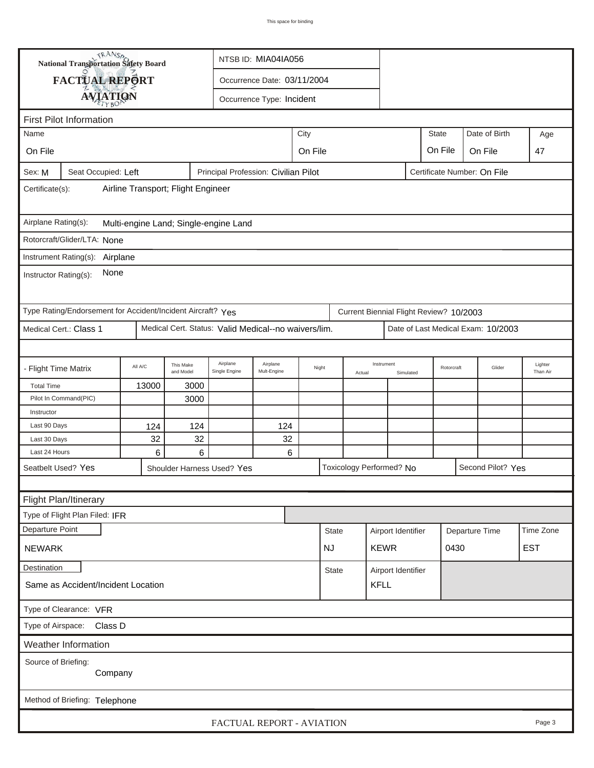This space for binding

**National Transportation Safety Board**

**FACTUAL REPORT**

**AVIATION**

NTSB ID: MIA04IA056

Occurrence Date: 03/11/2004

Occurrence Type: Incident

## First Pilot Information

| Name | City | State | Date of Birth | Age |
|---|---|---|---|---|
| On File | On File | On File | On File | 47 |

Sex: M | Seat Occupied: Left | Principal Profession: Civilian Pilot | Certificate Number: On File

Certificate(s): Airline Transport; Flight Engineer

Airplane Rating(s): Multi-engine Land; Single-engine Land

Rotorcraft/Glider/LTA: None

Instrument Rating(s): Airplane

Instructor Rating(s): None

Type Rating/Endorsement for Accident/Incident Aircraft? Yes | Current Biennial Flight Review? 10/2003

Medical Cert.: Class 1 | Medical Cert. Status: Valid Medical--no waivers/lim. | Date of Last Medical Exam: 10/2003

| - Flight Time Matrix | All A/C | This Make and Model | Airplane Single Engine | Airplane Mult-Engine | Night | Instrument Actual | Instrument Simulated | Rotorcraft | Glider | Lighter Than Air |
|---|---|---|---|---|---|---|---|---|---|---|
| Total Time | 13000 | 3000 | | | | | | | | |
| Pilot In Command(PIC) | | 3000 | | | | | | | | |
| Instructor | | | | | | | | | | |
| Last 90 Days | 124 | 124 | | 124 | | | | | | |
| Last 30 Days | 32 | 32 | | 32 | | | | | | |
| Last 24 Hours | 6 | 6 | | 6 | | | | | | |

Seatbelt Used? Yes | Shoulder Harness Used? Yes | Toxicology Performed? No | Second Pilot? Yes

## Flight Plan/Itinerary

Type of Flight Plan Filed: IFR

| Departure Point | State | Airport Identifier | Departure Time | Time Zone |
|---|---|---|---|---|
| NEWARK | NJ | KEWR | 0430 | EST |

| Destination | State | Airport Identifier |
|---|---|---|
| Same as Accident/Incident Location | | KFLL |

Type of Clearance: VFR

Type of Airspace: Class D

## Weather Information

Source of Briefing: Company

Method of Briefing: Telephone

FACTUAL REPORT - AVIATION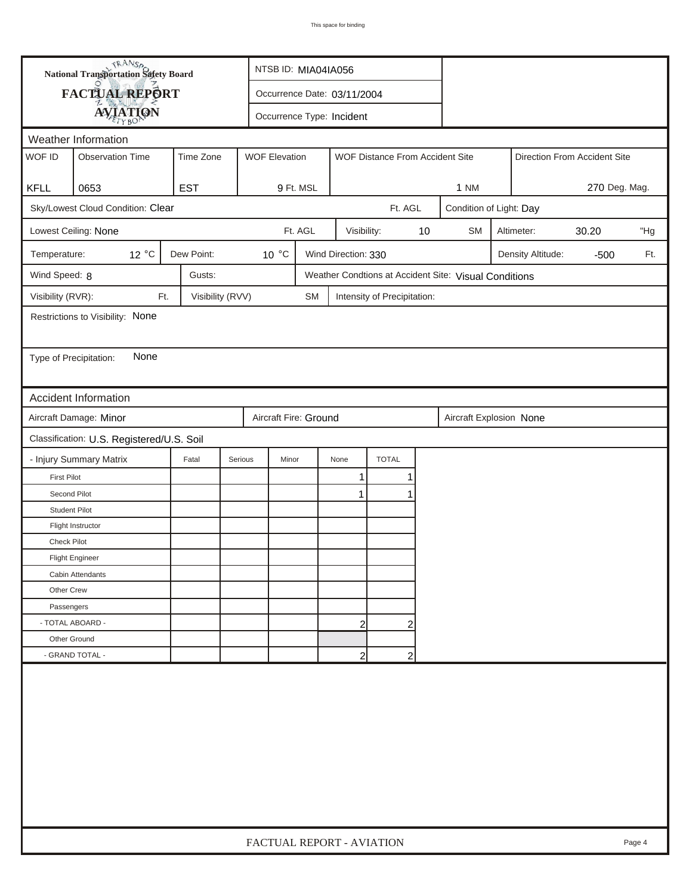**National Transportation Safety Board**

**FACTUAL REPORT**

**AVIATION**

NTSB ID: MIA04IA056

Occurrence Date: 03/11/2004

Occurrence Type: Incident

## Weather Information

| WOF ID | Observation Time | Time Zone | WOF Elevation | WOF Distance From Accident Site | Direction From Accident Site |
|---|---|---|---|---|---|
| KFLL | 0653 | EST | 9 Ft. MSL | 1 NM | 270 Deg. Mag. |

Sky/Lowest Cloud Condition: Clear Ft. AGL

Condition of Light: Day

Lowest Ceiling: None Ft. AGL

Visibility: 10 SM

Altimeter: 30.20 "Hg

Temperature: 12 °C

Dew Point: 10 °C

Wind Direction: 330

Density Altitude: -500 Ft.

Wind Speed: 8

Gusts:

Weather Condtions at Accident Site: Visual Conditions

Visibility (RVR): Ft.

Visibility (RVV) SM

Intensity of Precipitation:

Restrictions to Visibility: None

Type of Precipitation: None

## Accident Information

Aircraft Damage: Minor

Aircraft Fire: Ground

Aircraft Explosion None

Classification: U.S. Registered/U.S. Soil

| - Injury Summary Matrix | Fatal | Serious | Minor | None | TOTAL |
|---|---|---|---|---|---|
| First Pilot | | | | 1 | 1 |
| Second Pilot | | | | 1 | 1 |
| Student Pilot | | | | | |
| Flight Instructor | | | | | |
| Check Pilot | | | | | |
| Flight Engineer | | | | | |
| Cabin Attendants | | | | | |
| Other Crew | | | | | |
| Passengers | | | | | |
| - TOTAL ABOARD - | | | | 2 | 2 |
| Other Ground | | | | | |
| - GRAND TOTAL - | | | | 2 | 2 |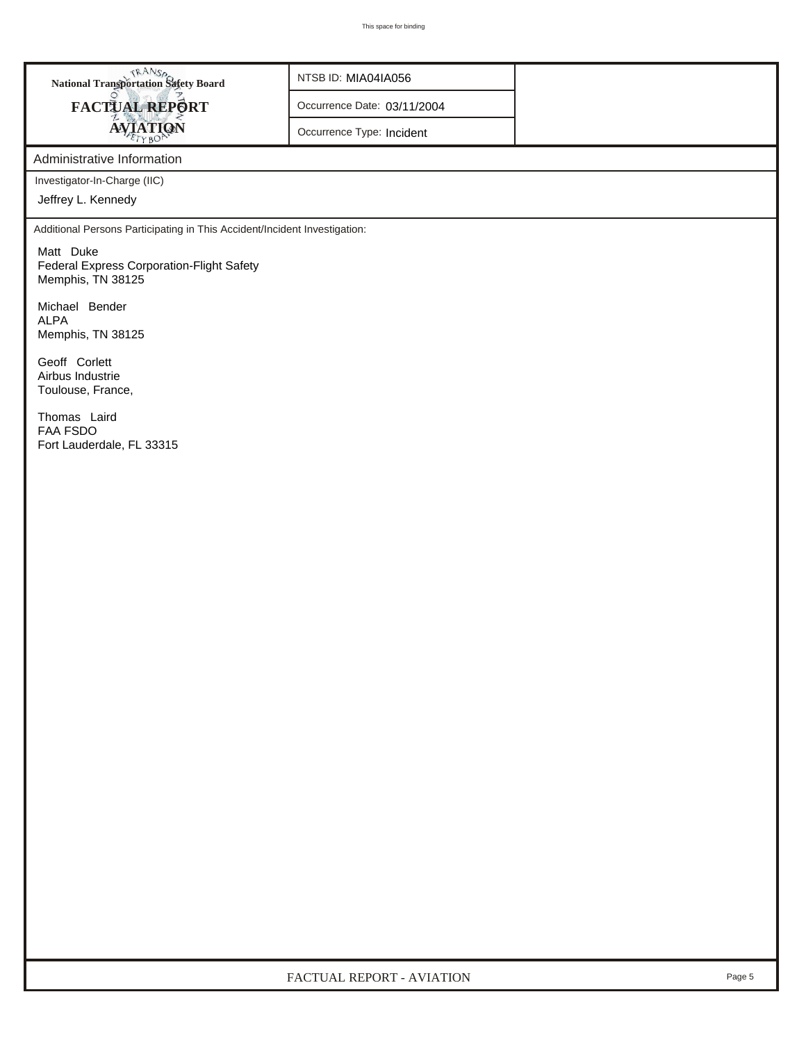**National Transportation Safety Board**
**FACTUAL REPORT**
**AVIATION**

| | |
|---|---|
| NTSB ID: MIA04IA056 | |
| Occurrence Date: 03/11/2004 | |
| Occurrence Type: Incident | |

## Administrative Information

Investigator-In-Charge (IIC)

Jeffrey L. Kennedy

Additional Persons Participating in This Accident/Incident Investigation:

Matt Duke
Federal Express Corporation-Flight Safety
Memphis, TN 38125

Michael Bender
ALPA
Memphis, TN 38125

Geoff Corlett
Airbus Industrie
Toulouse, France,

Thomas Laird
FAA FSDO
Fort Lauderdale, FL 33315